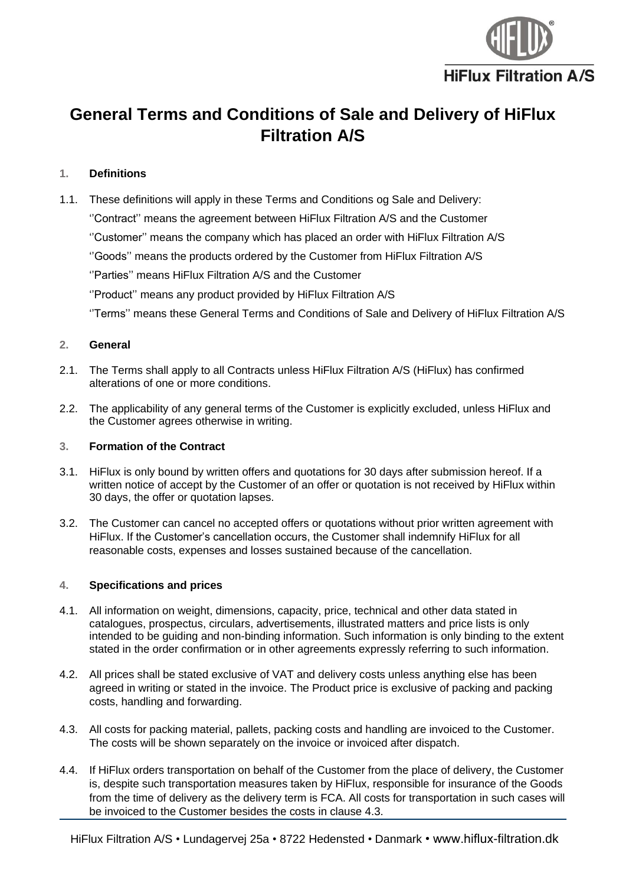# General Terms and Conditions of Sale and Delivery of HiFlux Filtration A/S

## 1. Definitions

1.1. These definitions will apply in these Terms and Conditions og Sale and Delivery:

''Contract'' means the agreement between HiFlux Filtration A/S and the Customer

''Customer'' means the company which has placed an order with HiFlux Filtration A/S

''Goods'' means the products ordered by the Customer from HiFlux Filtration A/S

''Parties'' means HiFlux Filtration A/S and the Customer

''Product'' means any product provided by HiFlux Filtration A/S

''Terms'' means these General Terms and Conditions of Sale and Delivery of HiFlux Filtration A/S

## 2. General

2.1. The Terms shall apply to all Contracts unless HiFlux Filtration A/S (HiFlux) has confirmed alterations of one or more conditions.

2.2. The applicability of any general terms of the Customer is explicitly excluded, unless HiFlux and the Customer agrees otherwise in writing.

## 3. Formation of the Contract

3.1. HiFlux is only bound by written offers and quotations for 30 days after submission hereof. If a written notice of accept by the Customer of an offer or quotation is not received by HiFlux within 30 days, the offer or quotation lapses.

3.2. The Customer can cancel no accepted offers or quotations without prior written agreement with HiFlux. If the Customer's cancellation occurs, the Customer shall indemnify HiFlux for all reasonable costs, expenses and losses sustained because of the cancellation.

## 4. Specifications and prices

4.1. All information on weight, dimensions, capacity, price, technical and other data stated in catalogues, prospectus, circulars, advertisements, illustrated matters and price lists is only intended to be guiding and non-binding information. Such information is only binding to the extent stated in the order confirmation or in other agreements expressly referring to such information.

4.2. All prices shall be stated exclusive of VAT and delivery costs unless anything else has been agreed in writing or stated in the invoice. The Product price is exclusive of packing and packing costs, handling and forwarding.

4.3. All costs for packing material, pallets, packing costs and handling are invoiced to the Customer. The costs will be shown separately on the invoice or invoiced after dispatch.

4.4. If HiFlux orders transportation on behalf of the Customer from the place of delivery, the Customer is, despite such transportation measures taken by HiFlux, responsible for insurance of the Goods from the time of delivery as the delivery term is FCA. All costs for transportation in such cases will be invoiced to the Customer besides the costs in clause 4.3.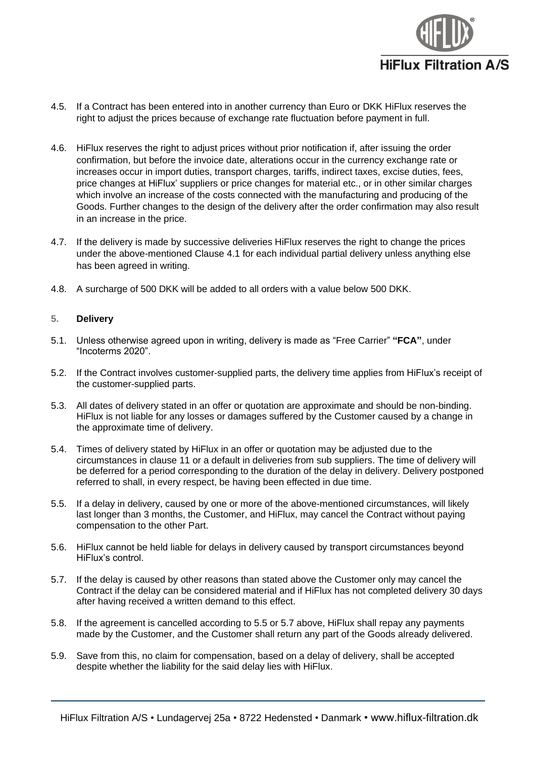4.5. If a Contract has been entered into in another currency than Euro or DKK HiFlux reserves the right to adjust the prices because of exchange rate fluctuation before payment in full.

4.6. HiFlux reserves the right to adjust prices without prior notification if, after issuing the order confirmation, but before the invoice date, alterations occur in the currency exchange rate or increases occur in import duties, transport charges, tariffs, indirect taxes, excise duties, fees, price changes at HiFlux' suppliers or price changes for material etc., or in other similar charges which involve an increase of the costs connected with the manufacturing and producing of the Goods. Further changes to the design of the delivery after the order confirmation may also result in an increase in the price.

4.7. If the delivery is made by successive deliveries HiFlux reserves the right to change the prices under the above-mentioned Clause 4.1 for each individual partial delivery unless anything else has been agreed in writing.

4.8. A surcharge of 500 DKK will be added to all orders with a value below 500 DKK.

## 5. Delivery

5.1. Unless otherwise agreed upon in writing, delivery is made as "Free Carrier" **"FCA"**, under "Incoterms 2020".

5.2. If the Contract involves customer-supplied parts, the delivery time applies from HiFlux's receipt of the customer-supplied parts.

5.3. All dates of delivery stated in an offer or quotation are approximate and should be non-binding. HiFlux is not liable for any losses or damages suffered by the Customer caused by a change in the approximate time of delivery.

5.4. Times of delivery stated by HiFlux in an offer or quotation may be adjusted due to the circumstances in clause 11 or a default in deliveries from sub suppliers. The time of delivery will be deferred for a period corresponding to the duration of the delay in delivery. Delivery postponed referred to shall, in every respect, be having been effected in due time.

5.5. If a delay in delivery, caused by one or more of the above-mentioned circumstances, will likely last longer than 3 months, the Customer, and HiFlux, may cancel the Contract without paying compensation to the other Part.

5.6. HiFlux cannot be held liable for delays in delivery caused by transport circumstances beyond HiFlux's control.

5.7. If the delay is caused by other reasons than stated above the Customer only may cancel the Contract if the delay can be considered material and if HiFlux has not completed delivery 30 days after having received a written demand to this effect.

5.8. If the agreement is cancelled according to 5.5 or 5.7 above, HiFlux shall repay any payments made by the Customer, and the Customer shall return any part of the Goods already delivered.

5.9. Save from this, no claim for compensation, based on a delay of delivery, shall be accepted despite whether the liability for the said delay lies with HiFlux.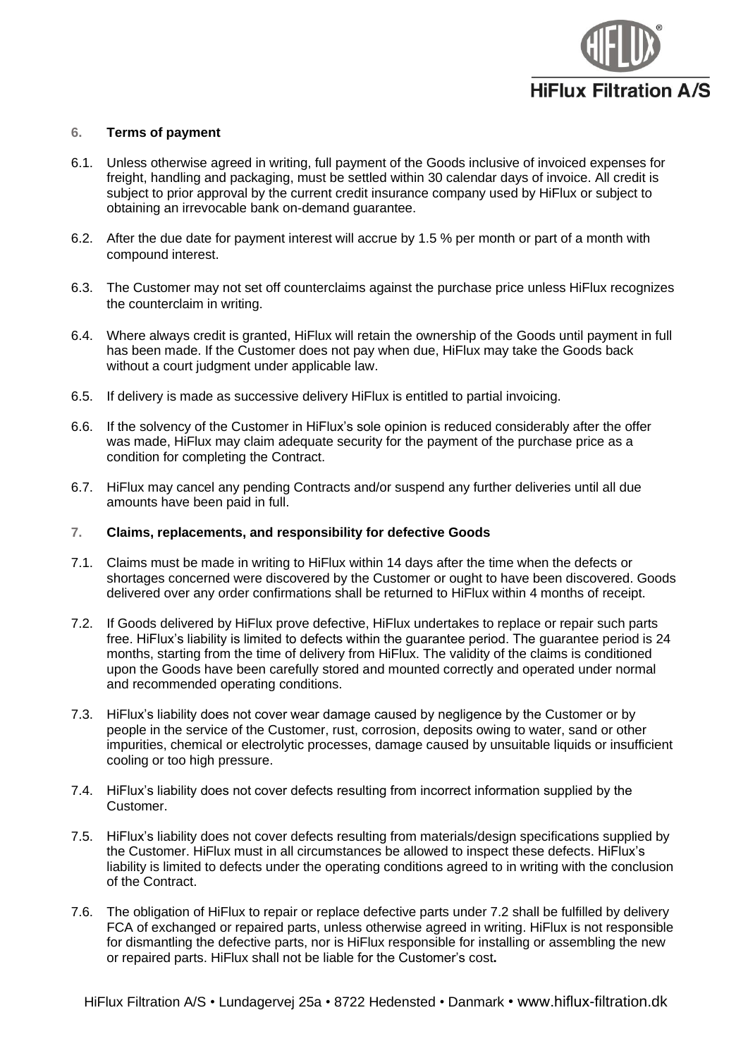## 6. Terms of payment

6.1. Unless otherwise agreed in writing, full payment of the Goods inclusive of invoiced expenses for freight, handling and packaging, must be settled within 30 calendar days of invoice. All credit is subject to prior approval by the current credit insurance company used by HiFlux or subject to obtaining an irrevocable bank on-demand guarantee.

6.2. After the due date for payment interest will accrue by 1.5 % per month or part of a month with compound interest.

6.3. The Customer may not set off counterclaims against the purchase price unless HiFlux recognizes the counterclaim in writing.

6.4. Where always credit is granted, HiFlux will retain the ownership of the Goods until payment in full has been made. If the Customer does not pay when due, HiFlux may take the Goods back without a court judgment under applicable law.

6.5. If delivery is made as successive delivery HiFlux is entitled to partial invoicing.

6.6. If the solvency of the Customer in HiFlux's sole opinion is reduced considerably after the offer was made, HiFlux may claim adequate security for the payment of the purchase price as a condition for completing the Contract.

6.7. HiFlux may cancel any pending Contracts and/or suspend any further deliveries until all due amounts have been paid in full.

## 7. Claims, replacements, and responsibility for defective Goods

7.1. Claims must be made in writing to HiFlux within 14 days after the time when the defects or shortages concerned were discovered by the Customer or ought to have been discovered. Goods delivered over any order confirmations shall be returned to HiFlux within 4 months of receipt.

7.2. If Goods delivered by HiFlux prove defective, HiFlux undertakes to replace or repair such parts free. HiFlux's liability is limited to defects within the guarantee period. The guarantee period is 24 months, starting from the time of delivery from HiFlux. The validity of the claims is conditioned upon the Goods have been carefully stored and mounted correctly and operated under normal and recommended operating conditions.

7.3. HiFlux's liability does not cover wear damage caused by negligence by the Customer or by people in the service of the Customer, rust, corrosion, deposits owing to water, sand or other impurities, chemical or electrolytic processes, damage caused by unsuitable liquids or insufficient cooling or too high pressure.

7.4. HiFlux's liability does not cover defects resulting from incorrect information supplied by the Customer.

7.5. HiFlux's liability does not cover defects resulting from materials/design specifications supplied by the Customer. HiFlux must in all circumstances be allowed to inspect these defects. HiFlux's liability is limited to defects under the operating conditions agreed to in writing with the conclusion of the Contract.

7.6. The obligation of HiFlux to repair or replace defective parts under 7.2 shall be fulfilled by delivery FCA of exchanged or repaired parts, unless otherwise agreed in writing. HiFlux is not responsible for dismantling the defective parts, nor is HiFlux responsible for installing or assembling the new or repaired parts. HiFlux shall not be liable for the Customer's cost**.**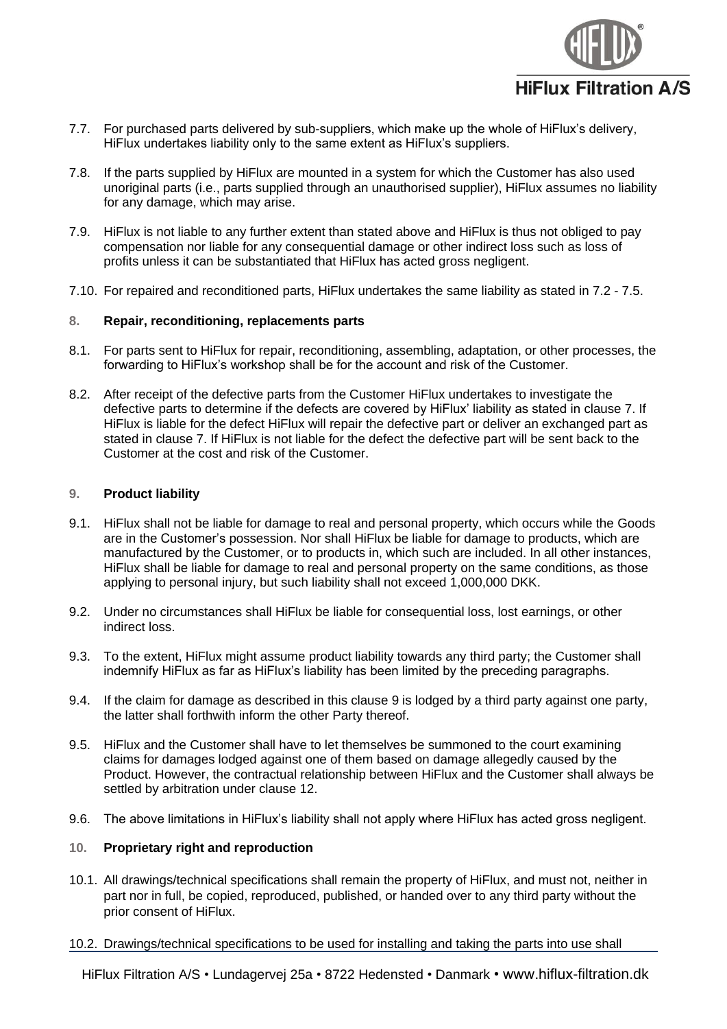7.7. For purchased parts delivered by sub-suppliers, which make up the whole of HiFlux's delivery, HiFlux undertakes liability only to the same extent as HiFlux's suppliers.

7.8. If the parts supplied by HiFlux are mounted in a system for which the Customer has also used unoriginal parts (i.e., parts supplied through an unauthorised supplier), HiFlux assumes no liability for any damage, which may arise.

7.9. HiFlux is not liable to any further extent than stated above and HiFlux is thus not obliged to pay compensation nor liable for any consequential damage or other indirect loss such as loss of profits unless it can be substantiated that HiFlux has acted gross negligent.

7.10. For repaired and reconditioned parts, HiFlux undertakes the same liability as stated in 7.2 - 7.5.

## 8. Repair, reconditioning, replacements parts

8.1. For parts sent to HiFlux for repair, reconditioning, assembling, adaptation, or other processes, the forwarding to HiFlux's workshop shall be for the account and risk of the Customer.

8.2. After receipt of the defective parts from the Customer HiFlux undertakes to investigate the defective parts to determine if the defects are covered by HiFlux' liability as stated in clause 7. If HiFlux is liable for the defect HiFlux will repair the defective part or deliver an exchanged part as stated in clause 7. If HiFlux is not liable for the defect the defective part will be sent back to the Customer at the cost and risk of the Customer.

## 9. Product liability

9.1. HiFlux shall not be liable for damage to real and personal property, which occurs while the Goods are in the Customer's possession. Nor shall HiFlux be liable for damage to products, which are manufactured by the Customer, or to products in, which such are included. In all other instances, HiFlux shall be liable for damage to real and personal property on the same conditions, as those applying to personal injury, but such liability shall not exceed 1,000,000 DKK.

9.2. Under no circumstances shall HiFlux be liable for consequential loss, lost earnings, or other indirect loss.

9.3. To the extent, HiFlux might assume product liability towards any third party; the Customer shall indemnify HiFlux as far as HiFlux's liability has been limited by the preceding paragraphs.

9.4. If the claim for damage as described in this clause 9 is lodged by a third party against one party, the latter shall forthwith inform the other Party thereof.

9.5. HiFlux and the Customer shall have to let themselves be summoned to the court examining claims for damages lodged against one of them based on damage allegedly caused by the Product. However, the contractual relationship between HiFlux and the Customer shall always be settled by arbitration under clause 12.

9.6. The above limitations in HiFlux's liability shall not apply where HiFlux has acted gross negligent.

## 10. Proprietary right and reproduction

10.1. All drawings/technical specifications shall remain the property of HiFlux, and must not, neither in part nor in full, be copied, reproduced, published, or handed over to any third party without the prior consent of HiFlux.

10.2. Drawings/technical specifications to be used for installing and taking the parts into use shall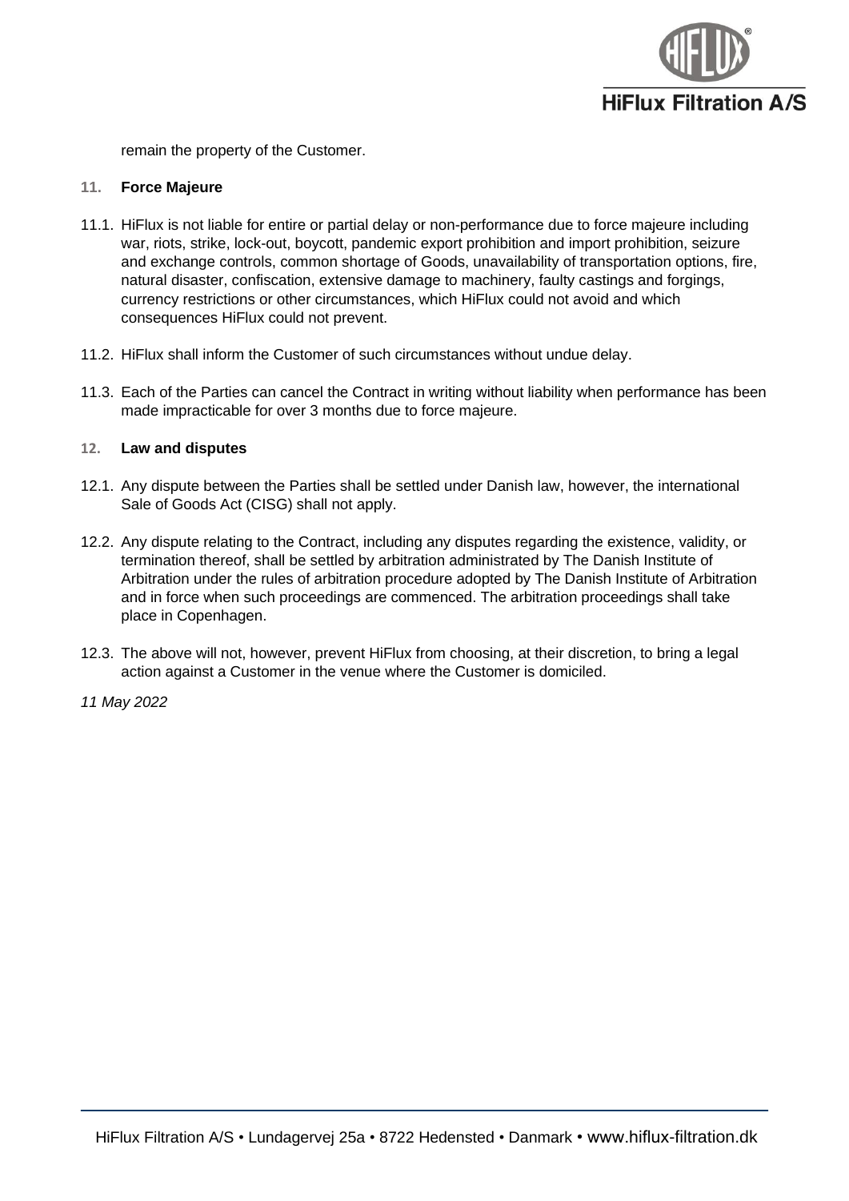remain the property of the Customer.

## 11. Force Majeure

11.1. HiFlux is not liable for entire or partial delay or non-performance due to force majeure including war, riots, strike, lock-out, boycott, pandemic export prohibition and import prohibition, seizure and exchange controls, common shortage of Goods, unavailability of transportation options, fire, natural disaster, confiscation, extensive damage to machinery, faulty castings and forgings, currency restrictions or other circumstances, which HiFlux could not avoid and which consequences HiFlux could not prevent.

11.2. HiFlux shall inform the Customer of such circumstances without undue delay.

11.3. Each of the Parties can cancel the Contract in writing without liability when performance has been made impracticable for over 3 months due to force majeure.

## 12. Law and disputes

12.1. Any dispute between the Parties shall be settled under Danish law, however, the international Sale of Goods Act (CISG) shall not apply.

12.2. Any dispute relating to the Contract, including any disputes regarding the existence, validity, or termination thereof, shall be settled by arbitration administrated by The Danish Institute of Arbitration under the rules of arbitration procedure adopted by The Danish Institute of Arbitration and in force when such proceedings are commenced. The arbitration proceedings shall take place in Copenhagen.

12.3. The above will not, however, prevent HiFlux from choosing, at their discretion, to bring a legal action against a Customer in the venue where the Customer is domiciled.

*11 May 2022*